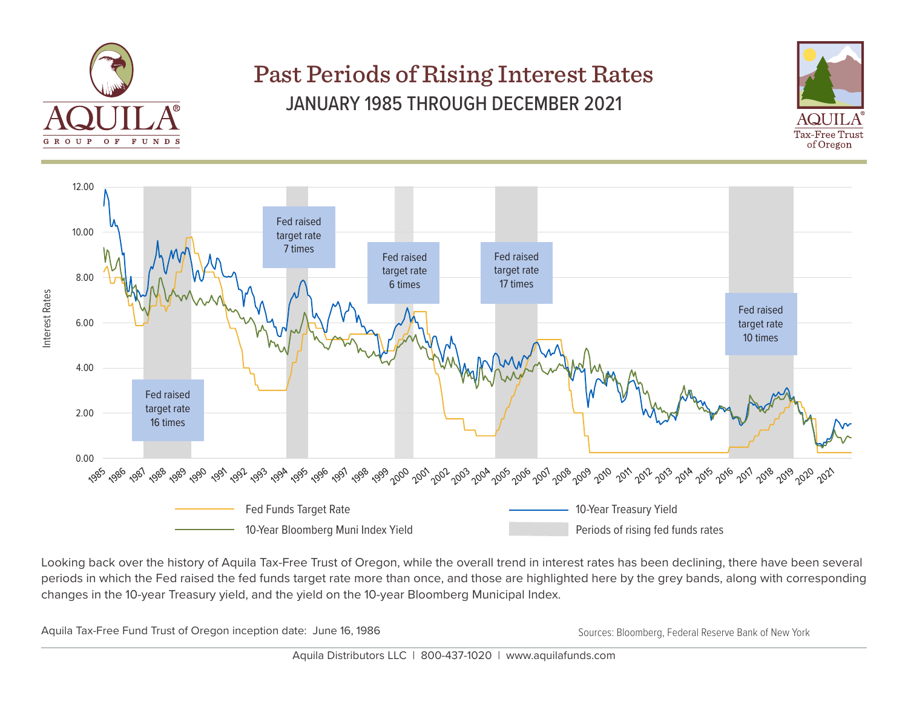AQUILA® GROUP OF FUNDS

# Past Periods of Rising Interest Rates

## JANUARY 1985 THROUGH DECEMBER 2021

AQUILA® Tax-Free Trust of Oregon

Fed raised target rate 16 times

Fed raised target rate 7 times

Fed raised target rate 6 times

Fed raised target rate 17 times

Fed raised target rate 10 times

Interest Rates

Fed Funds Target Rate | 10-Year Treasury Yield | 10-Year Bloomberg Muni Index Yield | Periods of rising fed funds rates

Looking back over the history of Aquila Tax-Free Trust of Oregon, while the overall trend in interest rates has been declining, there have been several periods in which the Fed raised the fed funds target rate more than once, and those are highlighted here by the grey bands, along with corresponding changes in the 10-year Treasury yield, and the yield on the 10-year Bloomberg Municipal Index.

Aquila Tax-Free Fund Trust of Oregon inception date: June 16, 1986

Sources: Bloomberg, Federal Reserve Bank of New York

Aquila Distributors LLC | 800-437-1020 | www.aquilafunds.com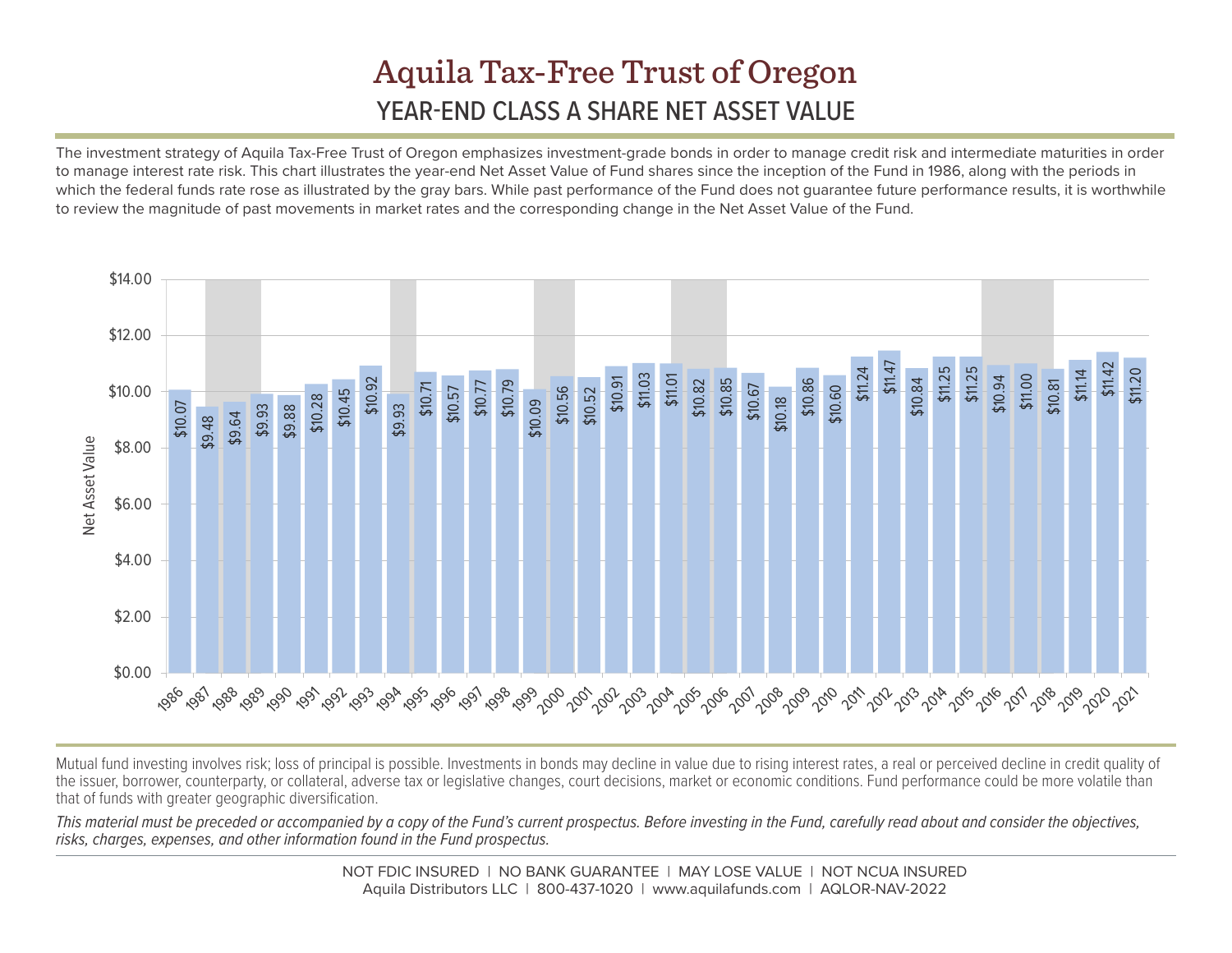# Aquila Tax-Free Trust of Oregon

## YEAR-END CLASS A SHARE NET ASSET VALUE

The investment strategy of Aquila Tax-Free Trust of Oregon emphasizes investment-grade bonds in order to manage credit risk and intermediate maturities in order to manage interest rate risk. This chart illustrates the year-end Net Asset Value of Fund shares since the inception of the Fund in 1986, along with the periods in which the federal funds rate rose as illustrated by the gray bars. While past performance of the Fund does not guarantee future performance results, it is worthwhile to review the magnitude of past movements in market rates and the corresponding change in the Net Asset Value of the Fund.

Net Asset Value

$14.00
$12.00
$10.00
$8.00
$6.00
$4.00
$2.00
$0.00

1986 $10.07
1987 $9.48
1988 $9.64
1989 $9.93
1990 $9.88
1991 $10.28
1992 $10.45
1993 $10.92
1994 $9.93
1995 $10.71
1996 $10.57
1997 $10.77
1998 $10.79
1999 $10.09
2000 $10.56
2001 $10.52
2002 $10.91
2003 $11.03
2004 $11.01
2005 $10.82
2006 $10.85
2007 $10.67
2008 $10.18
2009 $10.86
2010 $10.60
2011 $11.24
2012 $11.47
2013 $10.84
2014 $11.25
2015 $11.25
2016 $10.94
2017 $11.00
2018 $10.81
2019 $11.14
2020 $11.42
2021 $11.20

Mutual fund investing involves risk; loss of principal is possible. Investments in bonds may decline in value due to rising interest rates, a real or perceived decline in credit quality of the issuer, borrower, counterparty, or collateral, adverse tax or legislative changes, court decisions, market or economic conditions. Fund performance could be more volatile than that of funds with greater geographic diversification.

*This material must be preceded or accompanied by a copy of the Fund's current prospectus. Before investing in the Fund, carefully read about and consider the objectives, risks, charges, expenses, and other information found in the Fund prospectus.*

NOT FDIC INSURED | NO BANK GUARANTEE | MAY LOSE VALUE | NOT NCUA INSURED

Aquila Distributors LLC | 800-437-1020 | www.aquilafunds.com | AQLOR-NAV-2022